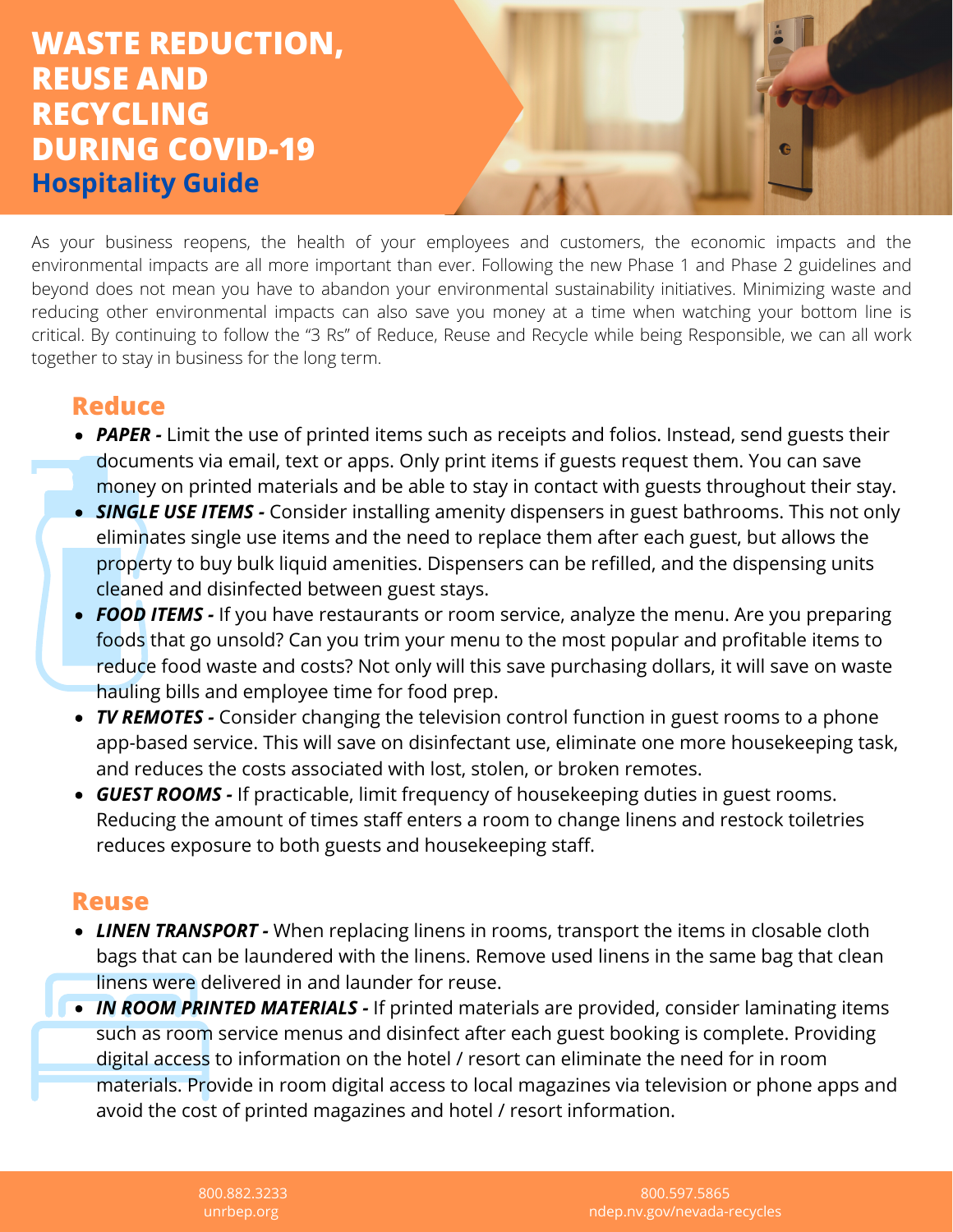# WASTE REDUCTION, REUSE AND RECYCLING DURING COVID-19

## Hospitality Guide

As your business reopens, the health of your employees and customers, the economic impacts and the environmental impacts are all more important than ever. Following the new Phase 1 and Phase 2 guidelines and beyond does not mean you have to abandon your environmental sustainability initiatives. Minimizing waste and reducing other environmental impacts can also save you money at a time when watching your bottom line is critical. By continuing to follow the "3 Rs" of Reduce, Reuse and Recycle while being Responsible, we can all work together to stay in business for the long term.

## Reduce

- ***PAPER -*** Limit the use of printed items such as receipts and folios. Instead, send guests their documents via email, text or apps. Only print items if guests request them. You can save money on printed materials and be able to stay in contact with guests throughout their stay.
- ***SINGLE USE ITEMS -*** Consider installing amenity dispensers in guest bathrooms. This not only eliminates single use items and the need to replace them after each guest, but allows the property to buy bulk liquid amenities. Dispensers can be refilled, and the dispensing units cleaned and disinfected between guest stays.
- ***FOOD ITEMS -*** If you have restaurants or room service, analyze the menu. Are you preparing foods that go unsold? Can you trim your menu to the most popular and profitable items to reduce food waste and costs? Not only will this save purchasing dollars, it will save on waste hauling bills and employee time for food prep.
- ***TV REMOTES -*** Consider changing the television control function in guest rooms to a phone app-based service. This will save on disinfectant use, eliminate one more housekeeping task, and reduces the costs associated with lost, stolen, or broken remotes.
- ***GUEST ROOMS -*** If practicable, limit frequency of housekeeping duties in guest rooms. Reducing the amount of times staff enters a room to change linens and restock toiletries reduces exposure to both guests and housekeeping staff.

## Reuse

- ***LINEN TRANSPORT -*** When replacing linens in rooms, transport the items in closable cloth bags that can be laundered with the linens. Remove used linens in the same bag that clean linens were delivered in and launder for reuse.
- ***IN ROOM PRINTED MATERIALS -*** If printed materials are provided, consider laminating items such as room service menus and disinfect after each guest booking is complete. Providing digital access to information on the hotel / resort can eliminate the need for in room materials. Provide in room digital access to local magazines via television or phone apps and avoid the cost of printed magazines and hotel / resort information.

800.882.3233
unrbep.org

800.597.5865
ndep.nv.gov/nevada-recycles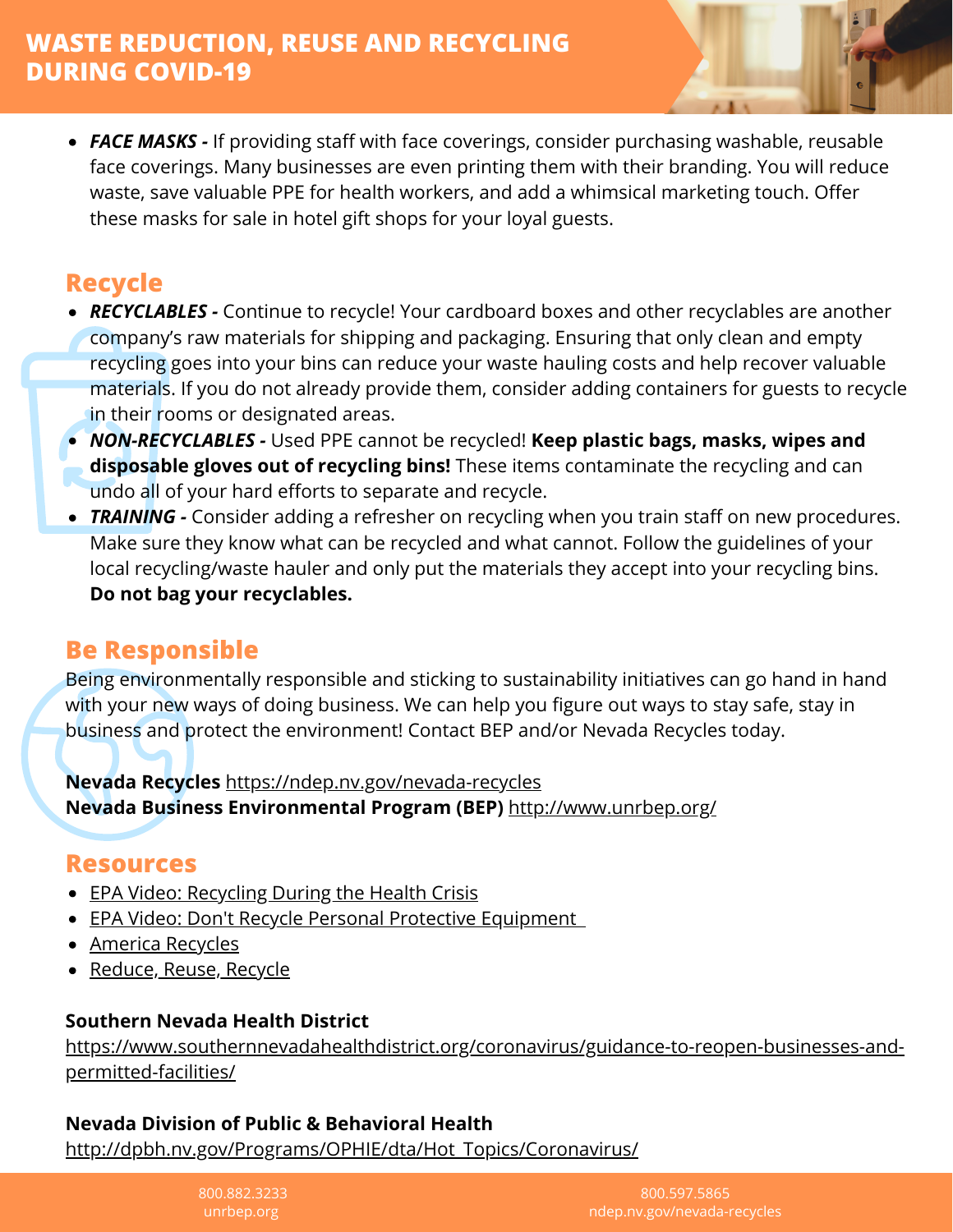- ***FACE MASKS -*** If providing staff with face coverings, consider purchasing washable, reusable face coverings. Many businesses are even printing them with their branding. You will reduce waste, save valuable PPE for health workers, and add a whimsical marketing touch. Offer these masks for sale in hotel gift shops for your loyal guests.

## Recycle

- ***RECYCLABLES -*** Continue to recycle! Your cardboard boxes and other recyclables are another company's raw materials for shipping and packaging. Ensuring that only clean and empty recycling goes into your bins can reduce your waste hauling costs and help recover valuable materials. If you do not already provide them, consider adding containers for guests to recycle in their rooms or designated areas.
- ***NON-RECYCLABLES -*** Used PPE cannot be recycled! **Keep plastic bags, masks, wipes and disposable gloves out of recycling bins!** These items contaminate the recycling and can undo all of your hard efforts to separate and recycle.
- ***TRAINING -*** Consider adding a refresher on recycling when you train staff on new procedures. Make sure they know what can be recycled and what cannot. Follow the guidelines of your local recycling/waste hauler and only put the materials they accept into your recycling bins. **Do not bag your recyclables.**

## Be Responsible

Being environmentally responsible and sticking to sustainability initiatives can go hand in hand with your new ways of doing business. We can help you figure out ways to stay safe, stay in business and protect the environment! Contact BEP and/or Nevada Recycles today.

**Nevada Recycles** https://ndep.nv.gov/nevada-recycles
**Nevada Business Environmental Program (BEP)** http://www.unrbep.org/

## Resources

- EPA Video: Recycling During the Health Crisis
- EPA Video: Don't Recycle Personal Protective Equipment
- America Recycles
- Reduce, Reuse, Recycle

**Southern Nevada Health District**
https://www.southernnevadahealthdistrict.org/coronavirus/guidance-to-reopen-businesses-and-permitted-facilities/

**Nevada Division of Public & Behavioral Health**
http://dpbh.nv.gov/Programs/OPHIE/dta/Hot_Topics/Coronavirus/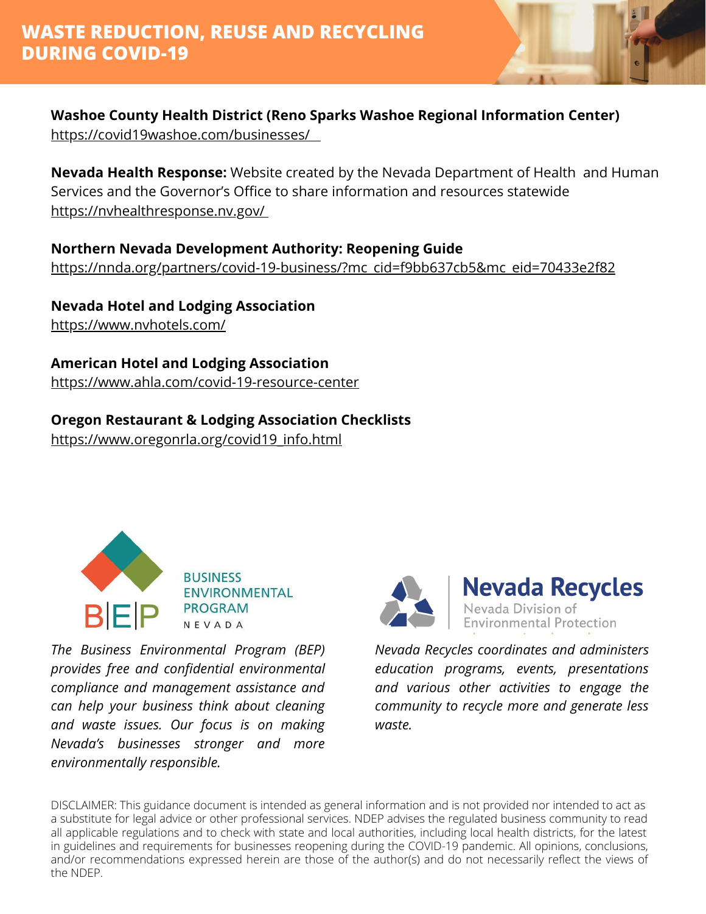# WASTE REDUCTION, REUSE AND RECYCLING DURING COVID-19

**Washoe County Health District (Reno Sparks Washoe Regional Information Center)**
https://covid19washoe.com/businesses/

**Nevada Health Response:** Website created by the Nevada Department of Health and Human Services and the Governor's Office to share information and resources statewide
https://nvhealthresponse.nv.gov/

**Northern Nevada Development Authority: Reopening Guide**
https://nnda.org/partners/covid-19-business/?mc_cid=f9bb637cb5&mc_eid=70433e2f82

**Nevada Hotel and Lodging Association**
https://www.nvhotels.com/

**American Hotel and Lodging Association**
https://www.ahla.com/covid-19-resource-center

**Oregon Restaurant & Lodging Association Checklists**
https://www.oregonrla.org/covid19_info.html

BEP BUSINESS ENVIRONMENTAL PROGRAM NEVADA

*The Business Environmental Program (BEP) provides free and confidential environmental compliance and management assistance and can help your business think about cleaning and waste issues. Our focus is on making Nevada's businesses stronger and more environmentally responsible.*

Nevada Recycles
Nevada Division of Environmental Protection

*Nevada Recycles coordinates and administers education programs, events, presentations and various other activities to engage the community to recycle more and generate less waste.*

DISCLAIMER: This guidance document is intended as general information and is not provided nor intended to act as a substitute for legal advice or other professional services. NDEP advises the regulated business community to read all applicable regulations and to check with state and local authorities, including local health districts, for the latest in guidelines and requirements for businesses reopening during the COVID-19 pandemic. All opinions, conclusions, and/or recommendations expressed herein are those of the author(s) and do not necessarily reflect the views of the NDEP.